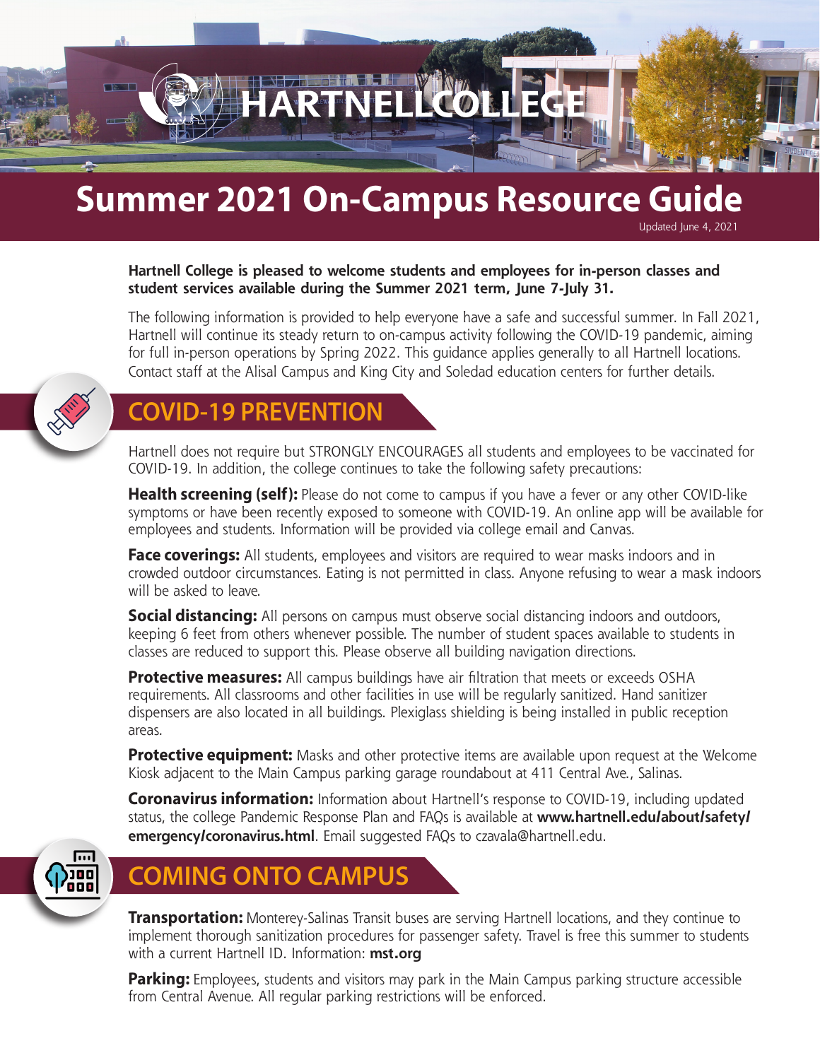# HARTNELL COLLEGE

# Summer 2021 On-Campus Resource Guide

Updated June 4, 2021

**Hartnell College is pleased to welcome students and employees for in-person classes and student services available during the Summer 2021 term, June 7-July 31.**

The following information is provided to help everyone have a safe and successful summer. In Fall 2021, Hartnell will continue its steady return to on-campus activity following the COVID-19 pandemic, aiming for full in-person operations by Spring 2022. This guidance applies generally to all Hartnell locations. Contact staff at the Alisal Campus and King City and Soledad education centers for further details.

## COVID-19 PREVENTION

Hartnell does not require but STRONGLY ENCOURAGES all students and employees to be vaccinated for COVID-19. In addition, the college continues to take the following safety precautions:

**Health screening (self):** Please do not come to campus if you have a fever or any other COVID-like symptoms or have been recently exposed to someone with COVID-19. An online app will be available for employees and students. Information will be provided via college email and Canvas.

**Face coverings:** All students, employees and visitors are required to wear masks indoors and in crowded outdoor circumstances. Eating is not permitted in class. Anyone refusing to wear a mask indoors will be asked to leave.

**Social distancing:** All persons on campus must observe social distancing indoors and outdoors, keeping 6 feet from others whenever possible. The number of student spaces available to students in classes are reduced to support this. Please observe all building navigation directions.

**Protective measures:** All campus buildings have air filtration that meets or exceeds OSHA requirements. All classrooms and other facilities in use will be regularly sanitized. Hand sanitizer dispensers are also located in all buildings. Plexiglass shielding is being installed in public reception areas.

**Protective equipment:** Masks and other protective items are available upon request at the Welcome Kiosk adjacent to the Main Campus parking garage roundabout at 411 Central Ave., Salinas.

**Coronavirus information:** Information about Hartnell's response to COVID-19, including updated status, the college Pandemic Response Plan and FAQs is available at **www.hartnell.edu/about/safety/emergency/coronavirus.html**. Email suggested FAQs to czavala@hartnell.edu.

## COMING ONTO CAMPUS

**Transportation:** Monterey-Salinas Transit buses are serving Hartnell locations, and they continue to implement thorough sanitization procedures for passenger safety. Travel is free this summer to students with a current Hartnell ID. Information: **mst.org**

**Parking:** Employees, students and visitors may park in the Main Campus parking structure accessible from Central Avenue. All regular parking restrictions will be enforced.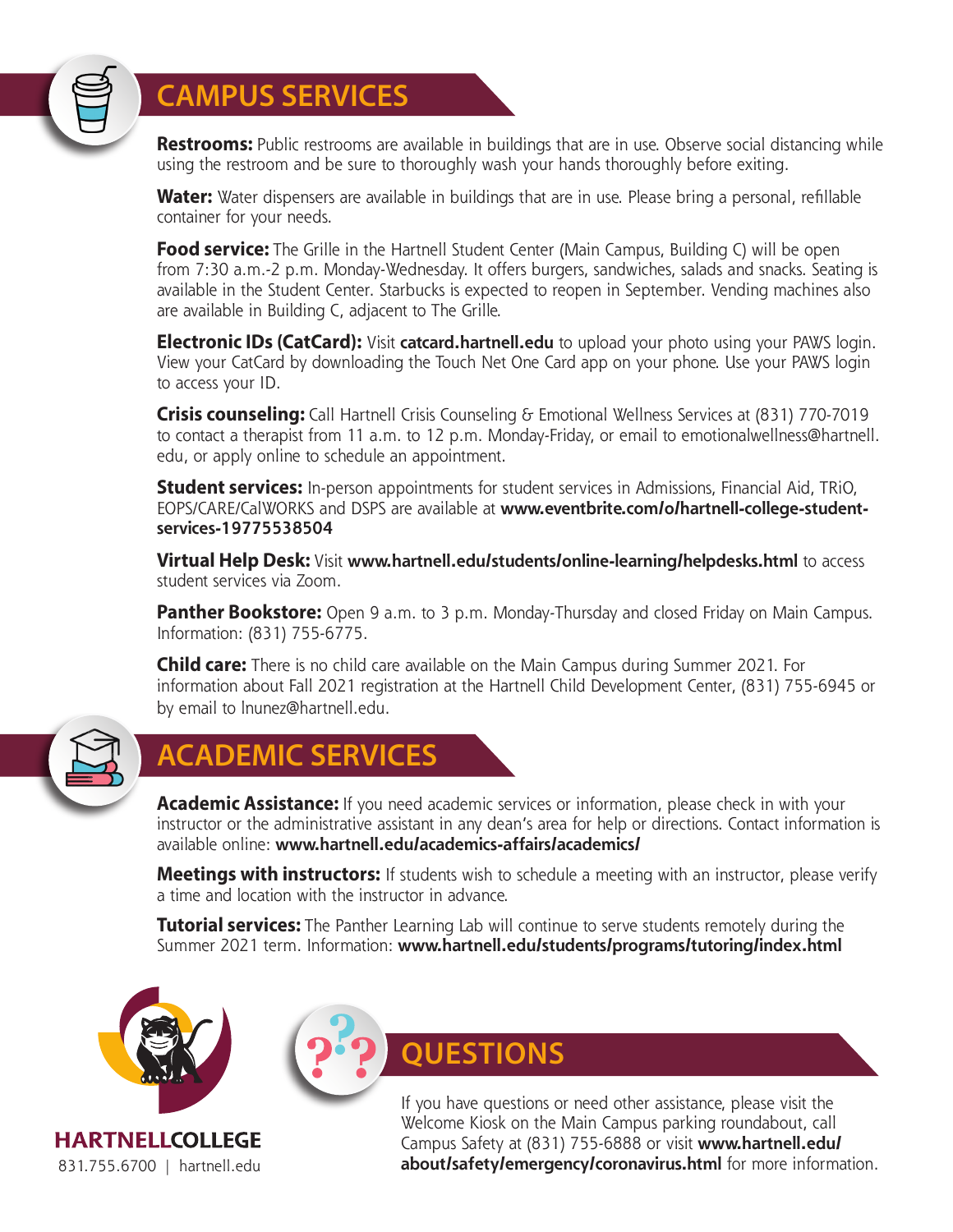## CAMPUS SERVICES

**Restrooms:** Public restrooms are available in buildings that are in use. Observe social distancing while using the restroom and be sure to thoroughly wash your hands thoroughly before exiting.

**Water:** Water dispensers are available in buildings that are in use. Please bring a personal, refillable container for your needs.

**Food service:** The Grille in the Hartnell Student Center (Main Campus, Building C) will be open from 7:30 a.m.-2 p.m. Monday-Wednesday. It offers burgers, sandwiches, salads and snacks. Seating is available in the Student Center. Starbucks is expected to reopen in September. Vending machines also are available in Building C, adjacent to The Grille.

**Electronic IDs (CatCard):** Visit **catcard.hartnell.edu** to upload your photo using your PAWS login. View your CatCard by downloading the Touch Net One Card app on your phone. Use your PAWS login to access your ID.

**Crisis counseling:** Call Hartnell Crisis Counseling & Emotional Wellness Services at (831) 770-7019 to contact a therapist from 11 a.m. to 12 p.m. Monday-Friday, or email to emotionalwellness@hartnell.edu, or apply online to schedule an appointment.

**Student services:** In-person appointments for student services in Admissions, Financial Aid, TRiO, EOPS/CARE/CalWORKS and DSPS are available at **www.eventbrite.com/o/hartnell-college-student-services-19775538504**

**Virtual Help Desk:** Visit **www.hartnell.edu/students/online-learning/helpdesks.html** to access student services via Zoom.

**Panther Bookstore:** Open 9 a.m. to 3 p.m. Monday-Thursday and closed Friday on Main Campus. Information: (831) 755-6775.

**Child care:** There is no child care available on the Main Campus during Summer 2021. For information about Fall 2021 registration at the Hartnell Child Development Center, (831) 755-6945 or by email to lnunez@hartnell.edu.

## ACADEMIC SERVICES

**Academic Assistance:** If you need academic services or information, please check in with your instructor or the administrative assistant in any dean's area for help or directions. Contact information is available online: **www.hartnell.edu/academics-affairs/academics/**

**Meetings with instructors:** If students wish to schedule a meeting with an instructor, please verify a time and location with the instructor in advance.

**Tutorial services:** The Panther Learning Lab will continue to serve students remotely during the Summer 2021 term. Information: **www.hartnell.edu/students/programs/tutoring/index.html**

**HARTNELLCOLLEGE**
831.755.6700 | hartnell.edu

## QUESTIONS

If you have questions or need other assistance, please visit the Welcome Kiosk on the Main Campus parking roundabout, call Campus Safety at (831) 755-6888 or visit **www.hartnell.edu/about/safety/emergency/coronavirus.html** for more information.